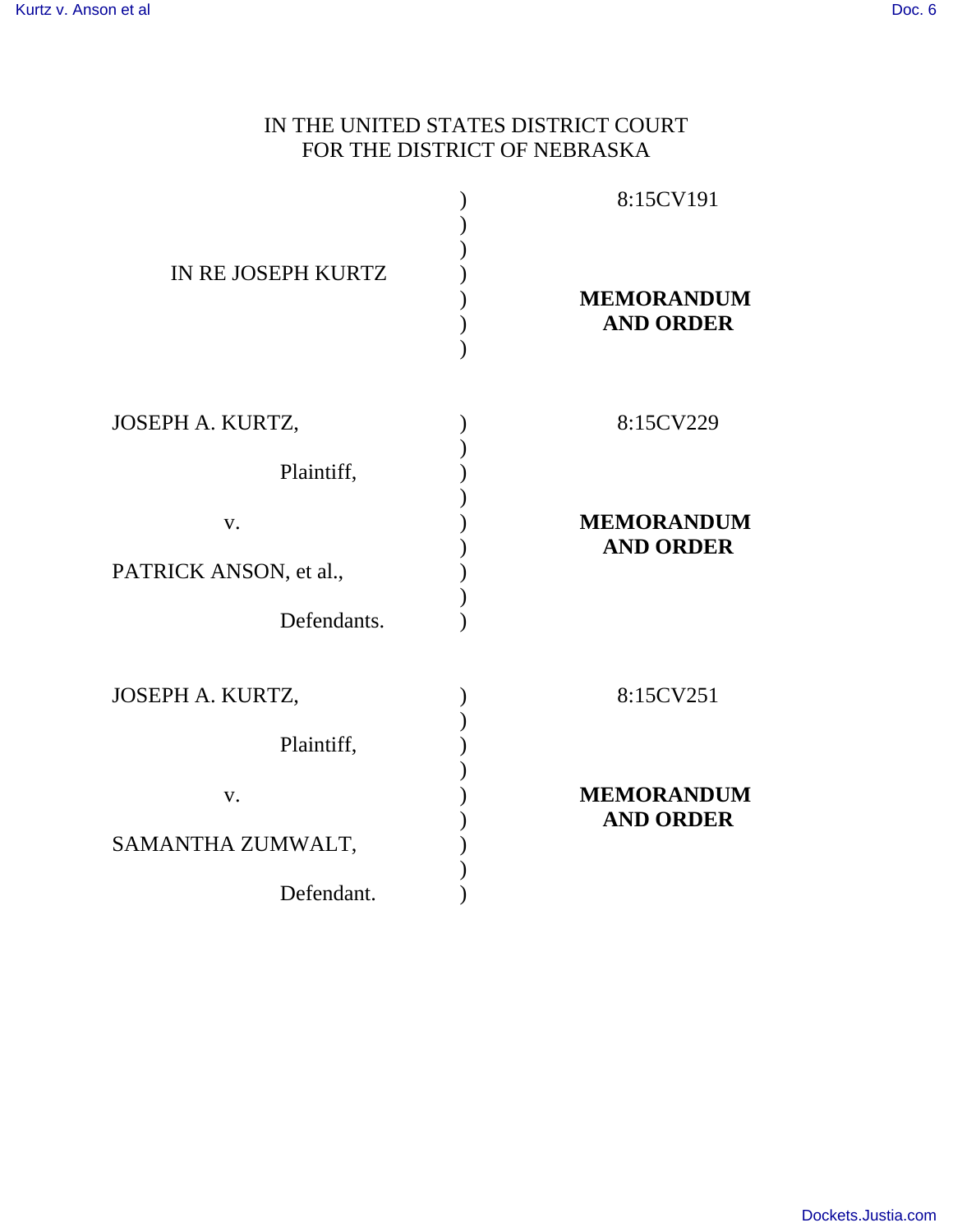IN THE UNITED STATES DISTRICT COURT
FOR THE DISTRICT OF NEBRASKA

| | | |
|---|---|---|
| IN RE JOSEPH KURTZ | ) | 8:15CV191 **MEMORANDUM AND ORDER** |
| JOSEPH A. KURTZ, Plaintiff, v. PATRICK ANSON, et al., Defendants. | ) | 8:15CV229 **MEMORANDUM AND ORDER** |
| JOSEPH A. KURTZ, Plaintiff, v. SAMANTHA ZUMWALT, Defendant. | ) | 8:15CV251 **MEMORANDUM AND ORDER** |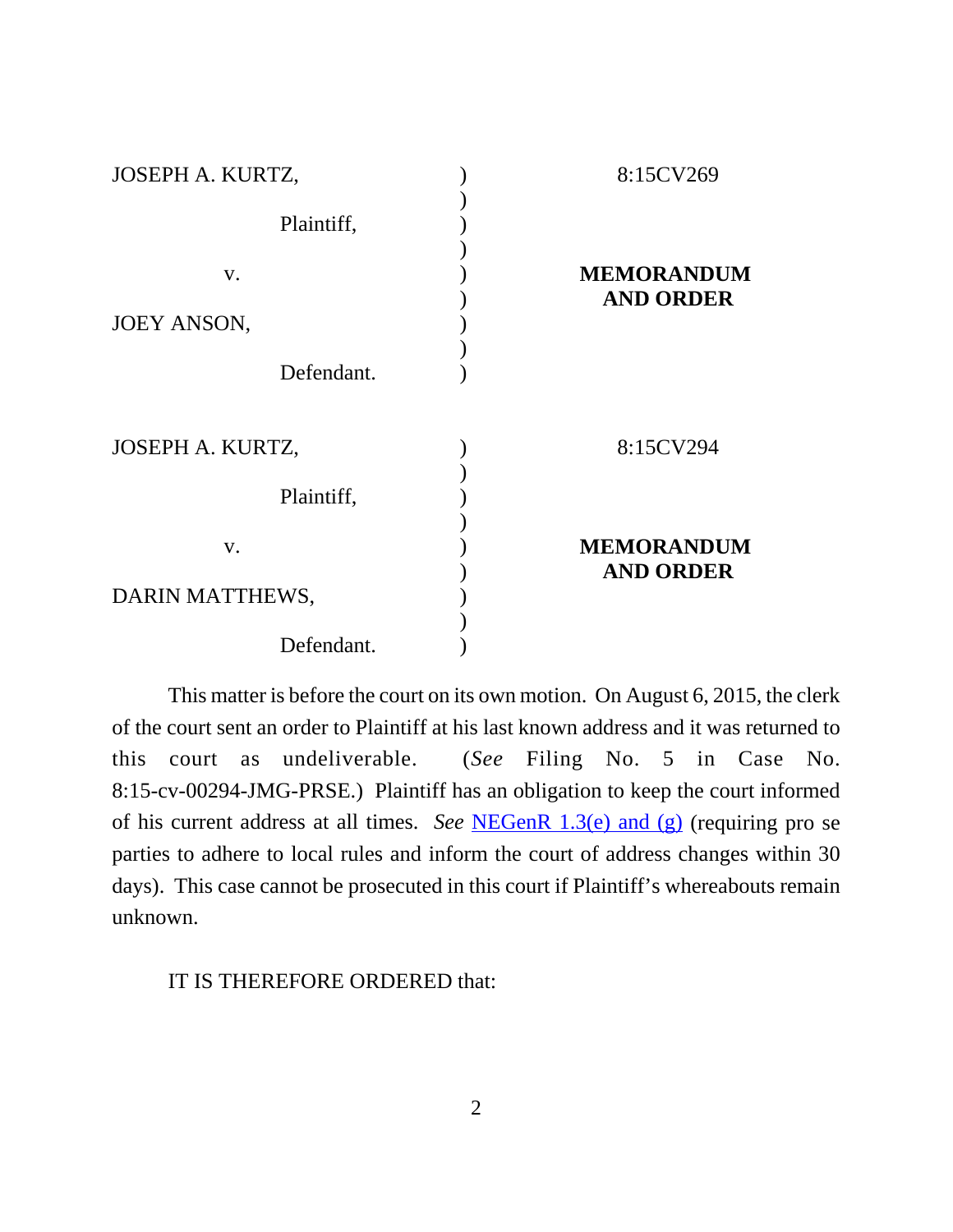| | | |
|---|---|---|
| JOSEPH A. KURTZ, | ) | 8:15CV269 |
| Plaintiff, | ) | |
| v. | ) | **MEMORANDUM AND ORDER** |
| JOEY ANSON, | ) | |
| Defendant. | ) | |

| | | |
|---|---|---|
| JOSEPH A. KURTZ, | ) | 8:15CV294 |
| Plaintiff, | ) | |
| v. | ) | **MEMORANDUM AND ORDER** |
| DARIN MATTHEWS, | ) | |
| Defendant. | ) | |

This matter is before the court on its own motion. On August 6, 2015, the clerk of the court sent an order to Plaintiff at his last known address and it was returned to this court as undeliverable. (*See* Filing No. 5 in Case No. 8:15-cv-00294-JMG-PRSE.) Plaintiff has an obligation to keep the court informed of his current address at all times. *See* NEGenR 1.3(e) and (g) (requiring pro se parties to adhere to local rules and inform the court of address changes within 30 days). This case cannot be prosecuted in this court if Plaintiff's whereabouts remain unknown.

IT IS THEREFORE ORDERED that: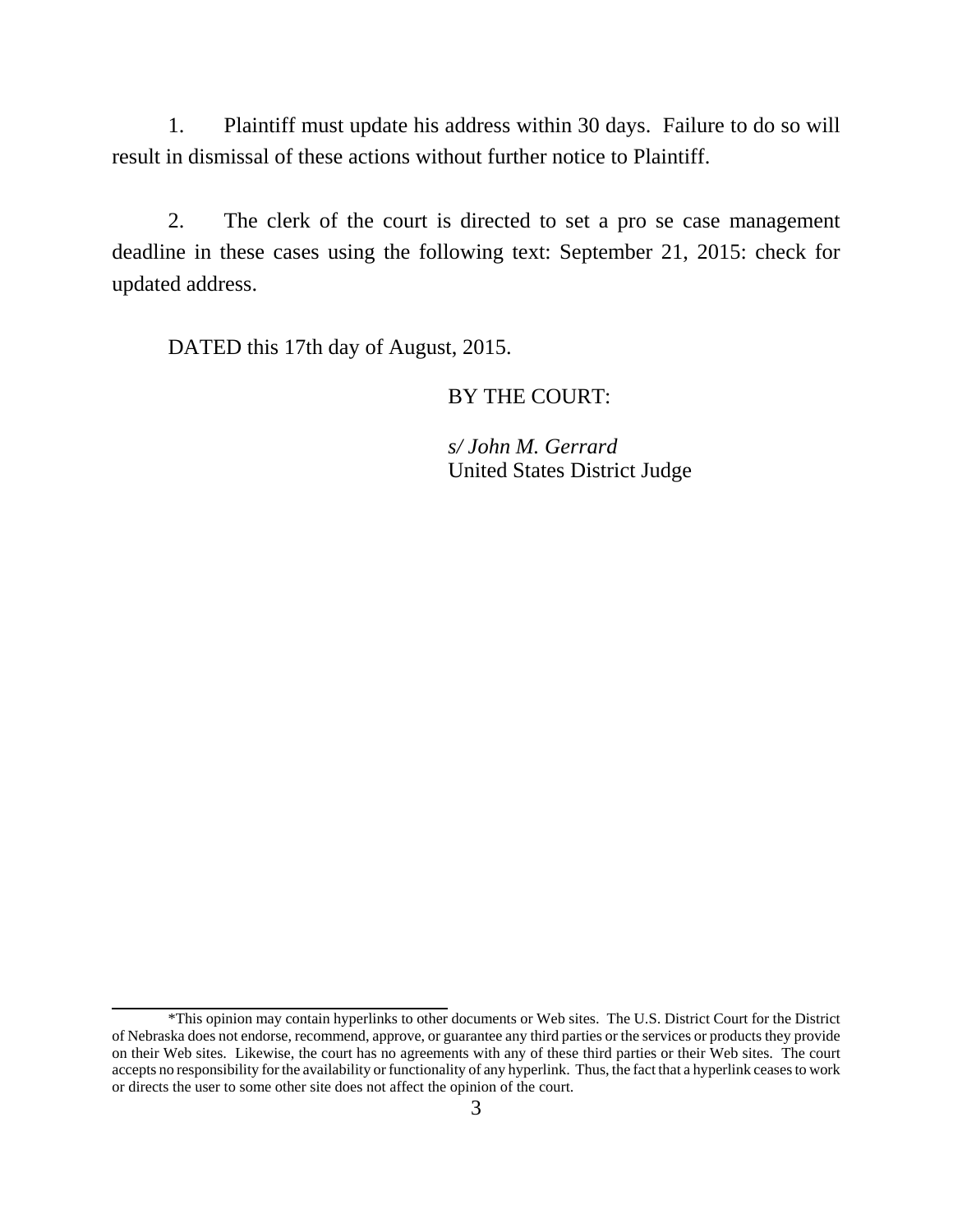1. Plaintiff must update his address within 30 days. Failure to do so will result in dismissal of these actions without further notice to Plaintiff.

2. The clerk of the court is directed to set a pro se case management deadline in these cases using the following text: September 21, 2015: check for updated address.

DATED this 17th day of August, 2015.

BY THE COURT:

*s/ John M. Gerrard*
United States District Judge

---

*This opinion may contain hyperlinks to other documents or Web sites. The U.S. District Court for the District of Nebraska does not endorse, recommend, approve, or guarantee any third parties or the services or products they provide on their Web sites. Likewise, the court has no agreements with any of these third parties or their Web sites. The court accepts no responsibility for the availability or functionality of any hyperlink. Thus, the fact that a hyperlink ceases to work or directs the user to some other site does not affect the opinion of the court.